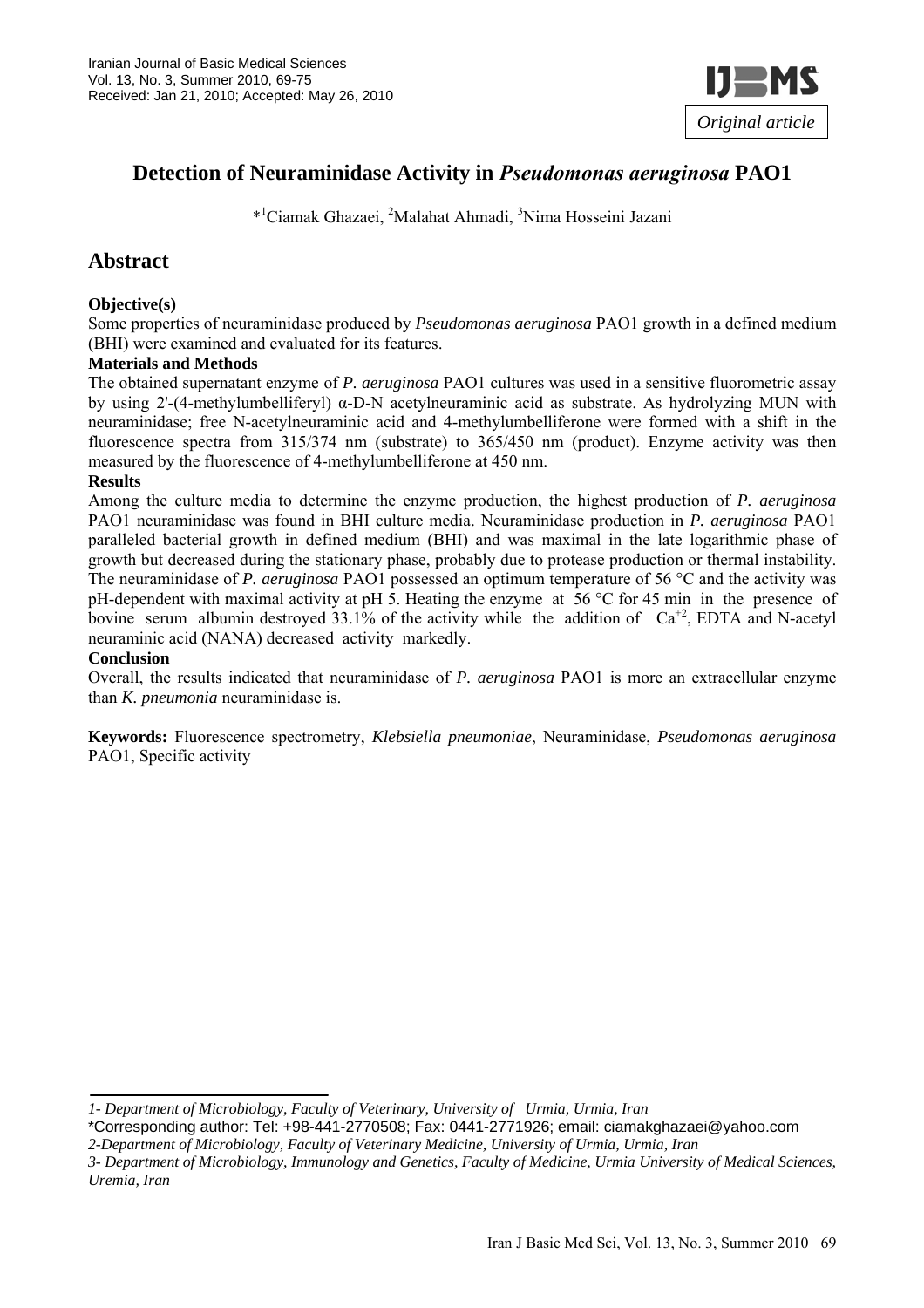Original article

# Detection of Neuraminidase Activity in *Pseudomonas aeruginosa* PAO1

*[1]Ciamak Ghazaei, [2]Malahat Ahmadi, [3]Nima Hosseini Jazani

## Abstract

**Objective(s)**

Some properties of neuraminidase produced by *Pseudomonas aeruginosa* PAO1 growth in a defined medium (BHI) were examined and evaluated for its features.

**Materials and Methods**

The obtained supernatant enzyme of *P. aeruginosa* PAO1 cultures was used in a sensitive fluorometric assay by using 2'-(4-methylumbelliferyl) α-D-N acetylneuraminic acid as substrate. As hydrolyzing MUN with neuraminidase; free N-acetylneuraminic acid and 4-methylumbelliferone were formed with a shift in the fluorescence spectra from 315/374 nm (substrate) to 365/450 nm (product). Enzyme activity was then measured by the fluorescence of 4-methylumbelliferone at 450 nm.

**Results**

Among the culture media to determine the enzyme production, the highest production of *P. aeruginosa* PAO1 neuraminidase was found in BHI culture media. Neuraminidase production in *P. aeruginosa* PAO1 paralleled bacterial growth in defined medium (BHI) and was maximal in the late logarithmic phase of growth but decreased during the stationary phase, probably due to protease production or thermal instability. The neuraminidase of *P. aeruginosa* PAO1 possessed an optimum temperature of 56 °C and the activity was pH-dependent with maximal activity at pH 5. Heating the enzyme at 56 °C for 45 min in the presence of bovine serum albumin destroyed 33.1% of the activity while the addition of $Ca^{+2}$, EDTA and N-acetyl neuraminic acid (NANA) decreased activity markedly.

**Conclusion**

Overall, the results indicated that neuraminidase of *P. aeruginosa* PAO1 is more an extracellular enzyme than *K. pneumonia* neuraminidase is.

**Keywords:** Fluorescence spectrometry, *Klebsiella pneumoniae*, Neuraminidase, *Pseudomonas aeruginosa* PAO1, Specific activity

---

*1- Department of Microbiology, Faculty of Veterinary, University of Urmia, Urmia, Iran*

*Corresponding author: Tel: +98-441-2770508; Fax: 0441-2771926; email: ciamakghazaei@yahoo.com

*2-Department of Microbiology, Faculty of Veterinary Medicine, University of Urmia, Urmia, Iran*

*3- Department of Microbiology, Immunology and Genetics, Faculty of Medicine, Urmia University of Medical Sciences, Uremia, Iran*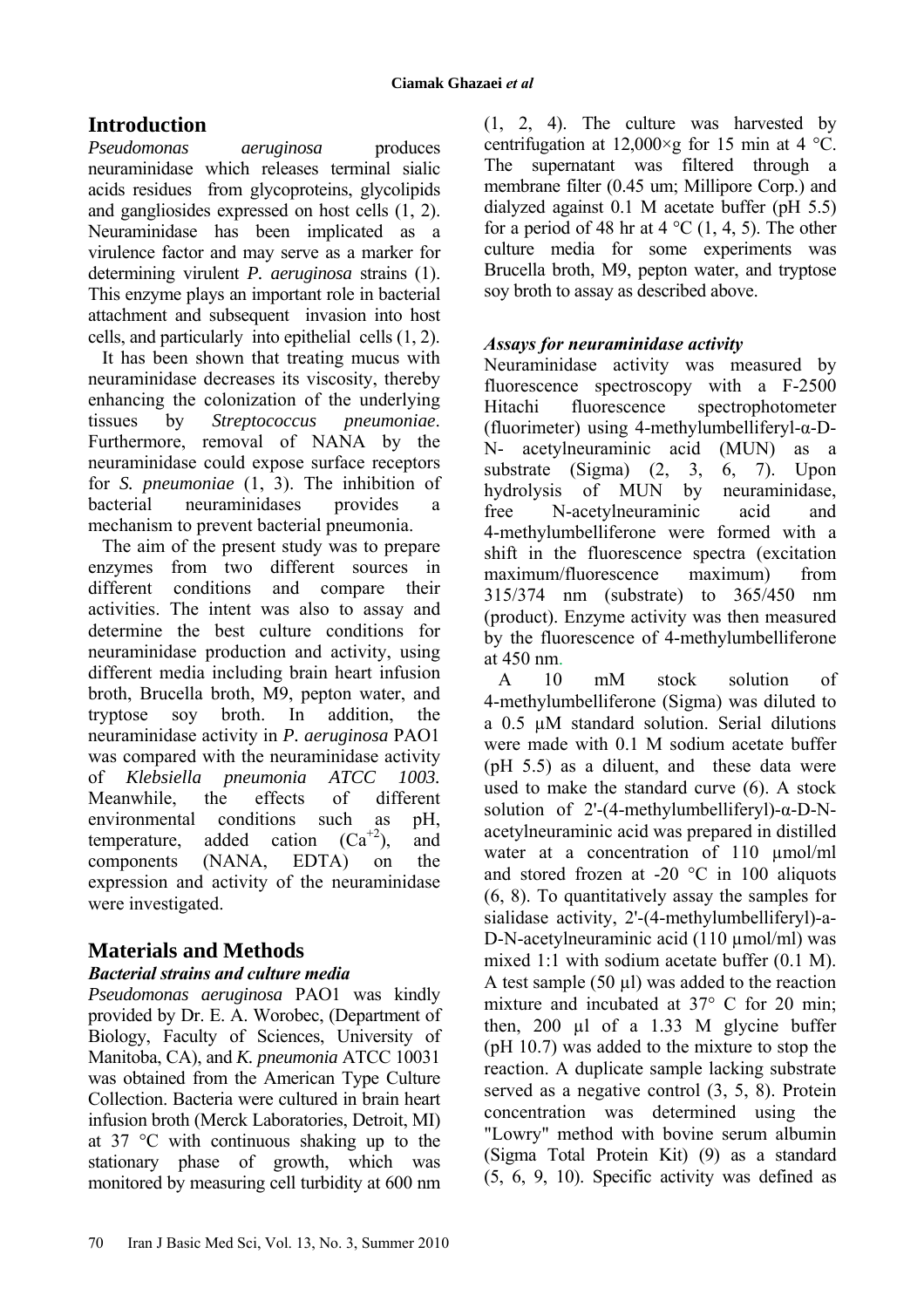## Introduction

*Pseudomonas aeruginosa* produces neuraminidase which releases terminal sialic acids residues from glycoproteins, glycolipids and gangliosides expressed on host cells (1, 2). Neuraminidase has been implicated as a virulence factor and may serve as a marker for determining virulent *P. aeruginosa* strains (1). This enzyme plays an important role in bacterial attachment and subsequent invasion into host cells, and particularly into epithelial cells (1, 2).

It has been shown that treating mucus with neuraminidase decreases its viscosity, thereby enhancing the colonization of the underlying tissues by *Streptococcus pneumoniae*. Furthermore, removal of NANA by the neuraminidase could expose surface receptors for *S. pneumoniae* (1, 3). The inhibition of bacterial neuraminidases provides a mechanism to prevent bacterial pneumonia.

The aim of the present study was to prepare enzymes from two different sources in different conditions and compare their activities. The intent was also to assay and determine the best culture conditions for neuraminidase production and activity, using different media including brain heart infusion broth, Brucella broth, M9, pepton water, and tryptose soy broth. In addition, the neuraminidase activity in *P. aeruginosa* PAO1 was compared with the neuraminidase activity of *Klebsiella pneumonia ATCC 1003.* Meanwhile, the effects of different environmental conditions such as pH, temperature, added cation ($Ca^{+2}$), and components (NANA, EDTA) on the expression and activity of the neuraminidase were investigated.

## Materials and Methods

### *Bacterial strains and culture media*

*Pseudomonas aeruginosa* PAO1 was kindly provided by Dr. E. A. Worobec, (Department of Biology, Faculty of Sciences, University of Manitoba, CA), and *K. pneumonia* ATCC 10031 was obtained from the American Type Culture Collection. Bacteria were cultured in brain heart infusion broth (Merck Laboratories, Detroit, MI) at 37 °C with continuous shaking up to the stationary phase of growth, which was monitored by measuring cell turbidity at 600 nm (1, 2, 4). The culture was harvested by centrifugation at 12,000×g for 15 min at 4 °C. The supernatant was filtered through a membrane filter (0.45 um; Millipore Corp.) and dialyzed against 0.1 M acetate buffer (pH 5.5) for a period of 48 hr at 4 °C (1, 4, 5). The other culture media for some experiments was Brucella broth, M9, pepton water, and tryptose soy broth to assay as described above.

### *Assays for neuraminidase activity*

Neuraminidase activity was measured by fluorescence spectroscopy with a F-2500 Hitachi fluorescence spectrophotometer (fluorimeter) using 4-methylumbelliferyl-α-D-N- acetylneuraminic acid (MUN) as a substrate (Sigma) (2, 3, 6, 7). Upon hydrolysis of MUN by neuraminidase, free N-acetylneuraminic acid and 4-methylumbelliferone were formed with a shift in the fluorescence spectra (excitation maximum/fluorescence maximum) from 315/374 nm (substrate) to 365/450 nm (product). Enzyme activity was then measured by the fluorescence of 4-methylumbelliferone at 450 nm.

A 10 mM stock solution of 4-methylumbelliferone (Sigma) was diluted to a 0.5 µM standard solution. Serial dilutions were made with 0.1 M sodium acetate buffer (pH 5.5) as a diluent, and these data were used to make the standard curve (6). A stock solution of 2'-(4-methylumbelliferyl)-α-D-N-acetylneuraminic acid was prepared in distilled water at a concentration of 110 µmol/ml and stored frozen at -20 °C in 100 aliquots (6, 8). To quantitatively assay the samples for sialidase activity, 2'-(4-methylumbelliferyl)-a-D-N-acetylneuraminic acid (110 µmol/ml) was mixed 1:1 with sodium acetate buffer (0.1 M). A test sample (50 µl) was added to the reaction mixture and incubated at 37° C for 20 min; then, 200 µl of a 1.33 M glycine buffer (pH 10.7) was added to the mixture to stop the reaction. A duplicate sample lacking substrate served as a negative control (3, 5, 8). Protein concentration was determined using the "Lowry" method with bovine serum albumin (Sigma Total Protein Kit) (9) as a standard (5, 6, 9, 10). Specific activity was defined as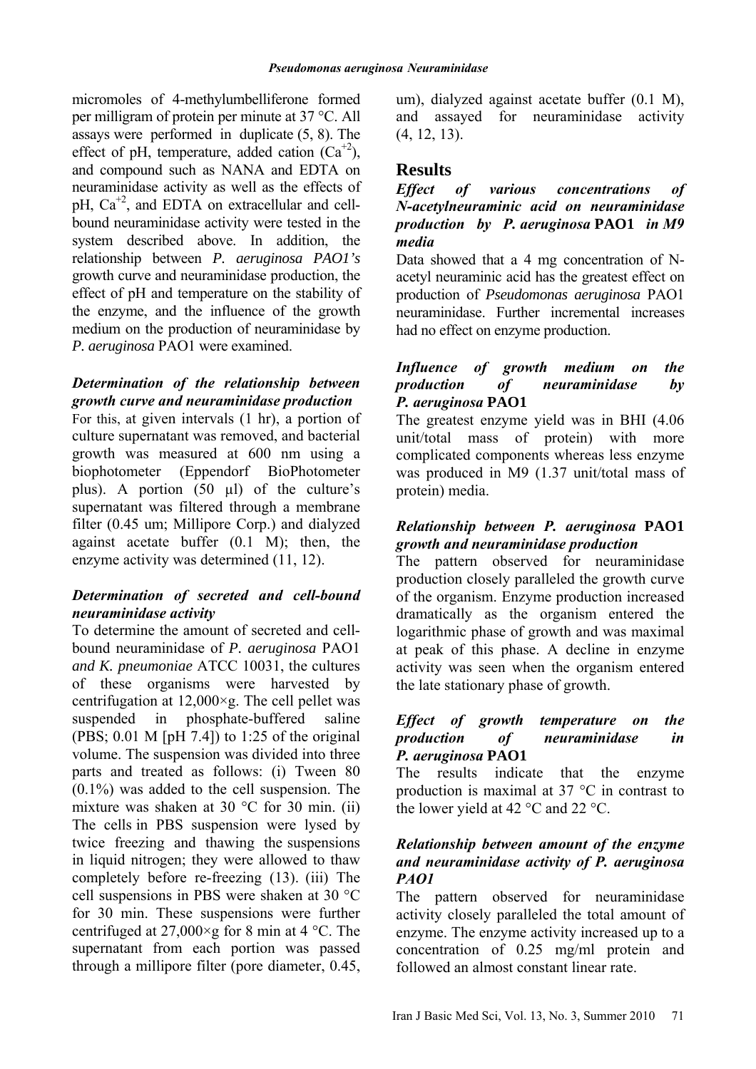micromoles of 4-methylumbelliferone formed per milligram of protein per minute at 37 °C. All assays were performed in duplicate (5, 8). The effect of pH, temperature, added cation ($Ca^{+2}$), and compound such as NANA and EDTA on neuraminidase activity as well as the effects of pH, $Ca^{+2}$, and EDTA on extracellular and cell-bound neuraminidase activity were tested in the system described above. In addition, the relationship between *P. aeruginosa PAO1's* growth curve and neuraminidase production, the effect of pH and temperature on the stability of the enzyme, and the influence of the growth medium on the production of neuraminidase by *P. aeruginosa* PAO1 were examined.

### *Determination of the relationship between growth curve and neuraminidase production*

For this, at given intervals (1 hr), a portion of culture supernatant was removed, and bacterial growth was measured at 600 nm using a biophotometer (Eppendorf BioPhotometer plus). A portion (50 µl) of the culture's supernatant was filtered through a membrane filter (0.45 um; Millipore Corp.) and dialyzed against acetate buffer (0.1 M); then, the enzyme activity was determined (11, 12).

### *Determination of secreted and cell-bound neuraminidase activity*

To determine the amount of secreted and cell-bound neuraminidase of *P. aeruginosa* PAO1 *and K. pneumoniae* ATCC 10031, the cultures of these organisms were harvested by centrifugation at 12,000×g. The cell pellet was suspended in phosphate-buffered saline (PBS; 0.01 M [pH 7.4]) to 1:25 of the original volume. The suspension was divided into three parts and treated as follows: (i) Tween 80 (0.1%) was added to the cell suspension. The mixture was shaken at 30 °C for 30 min. (ii) The cells in PBS suspension were lysed by twice freezing and thawing the suspensions in liquid nitrogen; they were allowed to thaw completely before re-freezing (13). (iii) The cell suspensions in PBS were shaken at 30 °C for 30 min. These suspensions were further centrifuged at 27,000×g for 8 min at 4 °C. The supernatant from each portion was passed through a millipore filter (pore diameter, 0.45, um), dialyzed against acetate buffer (0.1 M), and assayed for neuraminidase activity (4, 12, 13).

## Results

### *Effect of various concentrations of N-acetylneuraminic acid on neuraminidase production by P. aeruginosa* **PAO1** *in M9 media*

Data showed that a 4 mg concentration of N-acetyl neuraminic acid has the greatest effect on production of *Pseudomonas aeruginosa* PAO1 neuraminidase. Further incremental increases had no effect on enzyme production.

### *Influence of growth medium on the production of neuraminidase by P. aeruginosa* **PAO1**

The greatest enzyme yield was in BHI (4.06 unit/total mass of protein) with more complicated components whereas less enzyme was produced in M9 (1.37 unit/total mass of protein) media.

### *Relationship between P. aeruginosa* **PAO1** *growth and neuraminidase production*

The pattern observed for neuraminidase production closely paralleled the growth curve of the organism. Enzyme production increased dramatically as the organism entered the logarithmic phase of growth and was maximal at peak of this phase. A decline in enzyme activity was seen when the organism entered the late stationary phase of growth.

### *Effect of growth temperature on the production of neuraminidase in P. aeruginosa* **PAO1**

The results indicate that the enzyme production is maximal at 37 °C in contrast to the lower yield at 42 °C and 22 °C.

### *Relationship between amount of the enzyme and neuraminidase activity of P. aeruginosa PAO1*

The pattern observed for neuraminidase activity closely paralleled the total amount of enzyme. The enzyme activity increased up to a concentration of 0.25 mg/ml protein and followed an almost constant linear rate.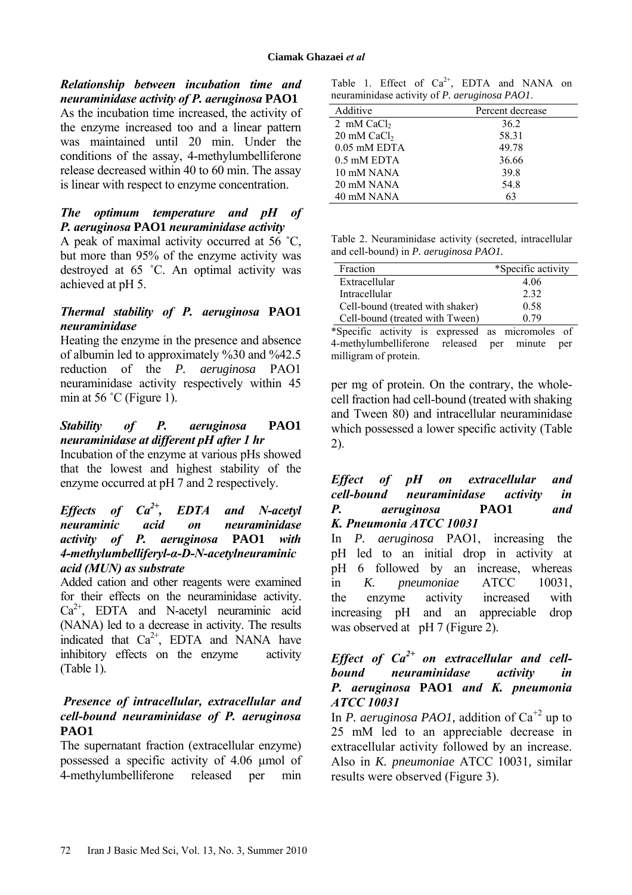### *Relationship between incubation time and neuraminidase activity of P. aeruginosa* **PAO1**

As the incubation time increased, the activity of the enzyme increased too and a linear pattern was maintained until 20 min. Under the conditions of the assay, 4-methylumbelliferone release decreased within 40 to 60 min. The assay is linear with respect to enzyme concentration.

### *The optimum temperature and pH of P. aeruginosa* **PAO1** *neuraminidase activity*

A peak of maximal activity occurred at 56 ˚C, but more than 95% of the enzyme activity was destroyed at 65 ˚C. An optimal activity was achieved at pH 5.

### *Thermal stability of P. aeruginosa* **PAO1** *neuraminidase*

Heating the enzyme in the presence and absence of albumin led to approximately %30 and %42.5 reduction of the *P. aeruginosa* PAO1 neuraminidase activity respectively within 45 min at 56 ˚C (Figure 1).

### *Stability of P. aeruginosa* **PAO1** *neuraminidase at different pH after 1 hr*

Incubation of the enzyme at various pHs showed that the lowest and highest stability of the enzyme occurred at pH 7 and 2 respectively.

### *Effects of $Ca^{2+}$, EDTA and N-acetyl neuraminic acid on neuraminidase activity of P. aeruginosa* **PAO1** *with 4-methylumbelliferyl-α-D-N-acetylneuraminic acid (MUN) as substrate*

Added cation and other reagents were examined for their effects on the neuraminidase activity. $Ca^{2+}$, EDTA and N-acetyl neuraminic acid (NANA) led to a decrease in activity. The results indicated that $Ca^{2+}$, EDTA and NANA have inhibitory effects on the enzyme activity (Table 1).

### *Presence of intracellular, extracellular and cell-bound neuraminidase of P. aeruginosa* **PAO1**

The supernatant fraction (extracellular enzyme) possessed a specific activity of 4.06 µmol of 4-methylumbelliferone released per min per mg of protein. On the contrary, the whole-cell fraction had cell-bound (treated with shaking and Tween 80) and intracellular neuraminidase which possessed a lower specific activity (Table 2).

Table 1. Effect of $Ca^{2+}$, EDTA and NANA on neuraminidase activity of *P. aeruginosa PAO1*.

| Additive | Percent decrease |
|---|---|
| 2 mM $CaCl_2$ | 36.2 |
| 20 mM $CaCl_2$ | 58.31 |
| 0.05 mM EDTA | 49.78 |
| 0.5 mM EDTA | 36.66 |
| 10 mM NANA | 39.8 |
| 20 mM NANA | 54.8 |
| 40 mM NANA | 63 |

Table 2. Neuraminidase activity (secreted, intracellular and cell-bound) in *P. aeruginosa PAO1.*

| Fraction | *Specific activity |
|---|---|
| Extracellular | 4.06 |
| Intracellular | 2.32 |
| Cell-bound (treated with shaker) | 0.58 |
| Cell-bound (treated with Tween) | 0.79 |

*Specific activity is expressed as micromoles of 4-methylumbelliferone released per minute per milligram of protein.

### *Effect of pH on extracellular and cell-bound neuraminidase activity in P. aeruginosa* **PAO1** *and K. Pneumonia ATCC 10031*

In *P. aeruginosa* PAO1, increasing the pH led to an initial drop in activity at pH 6 followed by an increase, whereas in *K. pneumoniae* ATCC 10031, the enzyme activity increased with increasing pH and an appreciable drop was observed at pH 7 (Figure 2).

### *Effect of $Ca^{2+}$ on extracellular and cell-bound neuraminidase activity in P. aeruginosa* **PAO1** *and K. pneumonia ATCC 10031*

In *P. aeruginosa PAO1,* addition of $Ca^{+2}$ up to 25 mM led to an appreciable decrease in extracellular activity followed by an increase. Also in *K. pneumoniae* ATCC 10031*,* similar results were observed (Figure 3).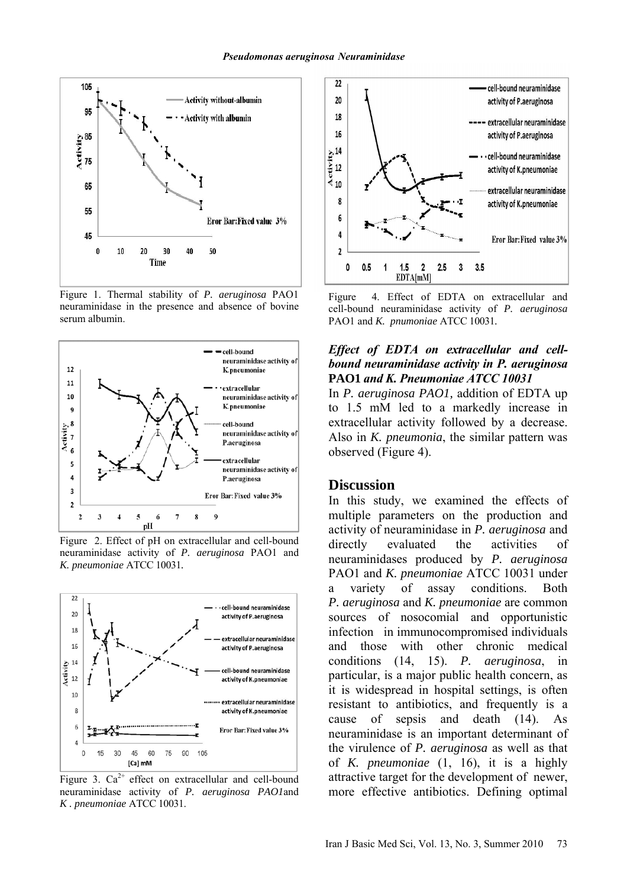Figure 1. Thermal stability of *P. aeruginosa* PAO1 neuraminidase in the presence and absence of bovine serum albumin.

Figure 2. Effect of pH on extracellular and cell-bound neuraminidase activity of *P. aeruginosa* PAO1 and *K. pneumoniae* ATCC 10031.

Figure 3. $Ca^{2+}$ effect on extracellular and cell-bound neuraminidase activity of *P. aeruginosa PAO1*and *K . pneumoniae* ATCC 10031.

Figure 4. Effect of EDTA on extracellular and cell-bound neuraminidase activity of *P. aeruginosa* PAO1 and *K. pnumoniae* ATCC 10031.

### *Effect of EDTA on extracellular and cell-bound neuraminidase activity in P. aeruginosa* **PAO1** *and K. Pneumoniae ATCC 10031*

In *P. aeruginosa PAO1,* addition of EDTA up to 1.5 mM led to a markedly increase in extracellular activity followed by a decrease. Also in *K. pneumonia*, the similar pattern was observed (Figure 4).

## Discussion

In this study, we examined the effects of multiple parameters on the production and activity of neuraminidase in *P. aeruginosa* and directly evaluated the activities of neuraminidases produced by *P. aeruginosa* PAO1 and *K. pneumoniae* ATCC 10031 under a variety of assay conditions. Both *P. aeruginosa* and *K. pneumoniae* are common sources of nosocomial and opportunistic infection in immunocompromised individuals and those with other chronic medical conditions (14, 15). *P. aeruginosa*, in particular, is a major public health concern, as it is widespread in hospital settings, is often resistant to antibiotics, and frequently is a cause of sepsis and death (14). As neuraminidase is an important determinant of the virulence of *P. aeruginosa* as well as that of *K. pneumoniae* (1, 16), it is a highly attractive target for the development of newer, more effective antibiotics. Defining optimal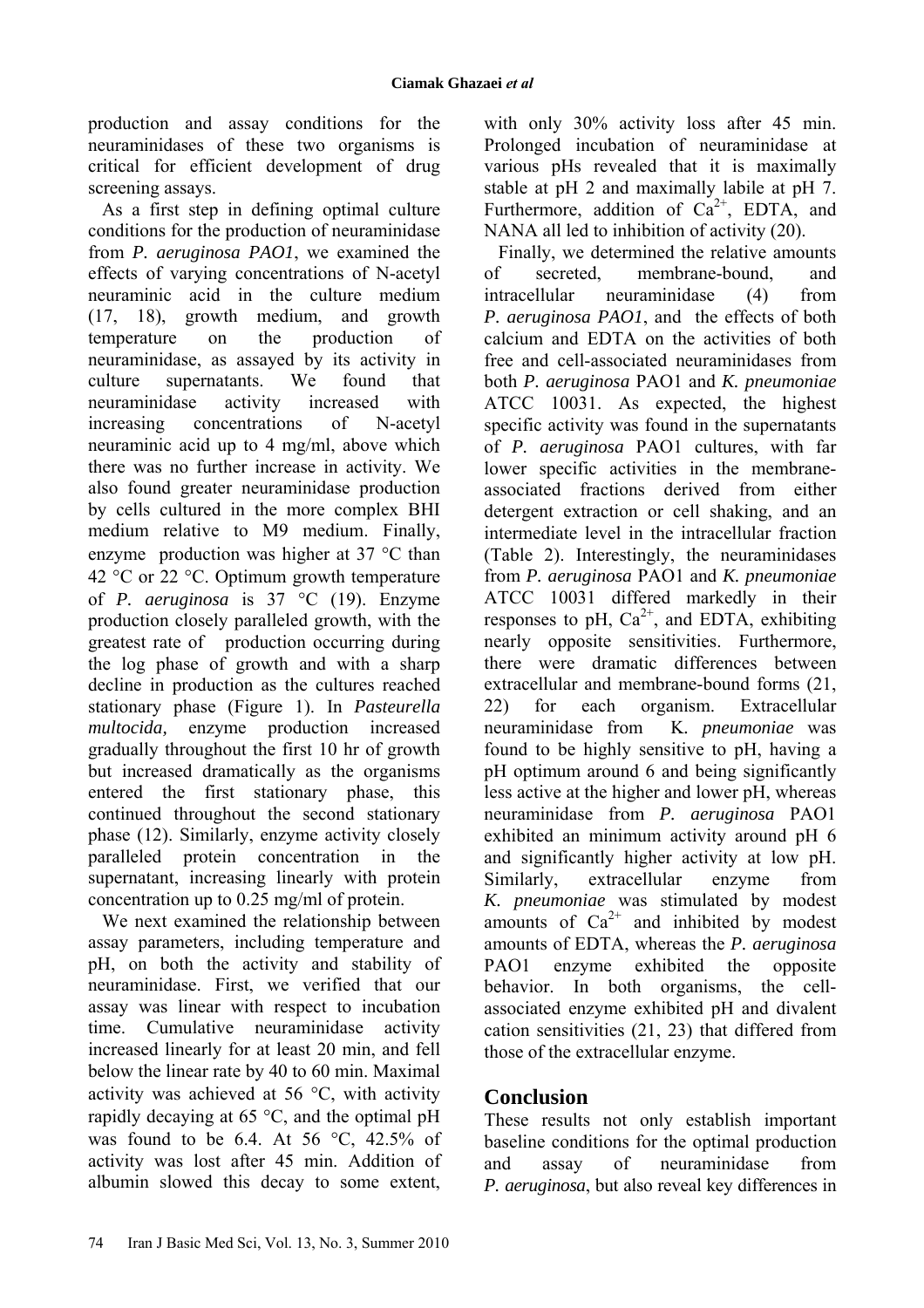production and assay conditions for the neuraminidases of these two organisms is critical for efficient development of drug screening assays.

As a first step in defining optimal culture conditions for the production of neuraminidase from *P. aeruginosa PAO1*, we examined the effects of varying concentrations of N-acetyl neuraminic acid in the culture medium (17, 18), growth medium, and growth temperature on the production of neuraminidase, as assayed by its activity in culture supernatants. We found that neuraminidase activity increased with increasing concentrations of N-acetyl neuraminic acid up to 4 mg/ml, above which there was no further increase in activity. We also found greater neuraminidase production by cells cultured in the more complex BHI medium relative to M9 medium. Finally, enzyme production was higher at 37 °C than 42 °C or 22 °C. Optimum growth temperature of *P. aeruginosa* is 37 °C (19). Enzyme production closely paralleled growth, with the greatest rate of production occurring during the log phase of growth and with a sharp decline in production as the cultures reached stationary phase (Figure 1). In *Pasteurella multocida,* enzyme production increased gradually throughout the first 10 hr of growth but increased dramatically as the organisms entered the first stationary phase, this continued throughout the second stationary phase (12). Similarly, enzyme activity closely paralleled protein concentration in the supernatant, increasing linearly with protein concentration up to 0.25 mg/ml of protein.

We next examined the relationship between assay parameters, including temperature and pH, on both the activity and stability of neuraminidase. First, we verified that our assay was linear with respect to incubation time. Cumulative neuraminidase activity increased linearly for at least 20 min, and fell below the linear rate by 40 to 60 min. Maximal activity was achieved at 56 °C, with activity rapidly decaying at 65 °C, and the optimal pH was found to be 6.4. At 56 °C, 42.5% of activity was lost after 45 min. Addition of albumin slowed this decay to some extent, with only 30% activity loss after 45 min. Prolonged incubation of neuraminidase at various pHs revealed that it is maximally stable at pH 2 and maximally labile at pH 7. Furthermore, addition of $Ca^{2+}$, EDTA, and NANA all led to inhibition of activity (20).

Finally, we determined the relative amounts of secreted, membrane-bound, and intracellular neuraminidase (4) from *P. aeruginosa PAO1*, and the effects of both calcium and EDTA on the activities of both free and cell-associated neuraminidases from both *P. aeruginosa* PAO1 and *K. pneumoniae* ATCC 10031. As expected, the highest specific activity was found in the supernatants of *P. aeruginosa* PAO1 cultures, with far lower specific activities in the membrane-associated fractions derived from either detergent extraction or cell shaking, and an intermediate level in the intracellular fraction (Table 2). Interestingly, the neuraminidases from *P. aeruginosa* PAO1 and *K. pneumoniae* ATCC 10031 differed markedly in their responses to pH, $Ca^{2+}$, and EDTA, exhibiting nearly opposite sensitivities. Furthermore, there were dramatic differences between extracellular and membrane-bound forms (21, 22) for each organism. Extracellular neuraminidase from K. *pneumoniae* was found to be highly sensitive to pH, having a pH optimum around 6 and being significantly less active at the higher and lower pH, whereas neuraminidase from *P. aeruginosa* PAO1 exhibited an minimum activity around pH 6 and significantly higher activity at low pH. Similarly, extracellular enzyme from *K. pneumoniae* was stimulated by modest amounts of $Ca^{2+}$ and inhibited by modest amounts of EDTA, whereas the *P. aeruginosa* PAO1 enzyme exhibited the opposite behavior. In both organisms, the cell-associated enzyme exhibited pH and divalent cation sensitivities (21, 23) that differed from those of the extracellular enzyme.

## Conclusion

These results not only establish important baseline conditions for the optimal production and assay of neuraminidase from *P. aeruginosa*, but also reveal key differences in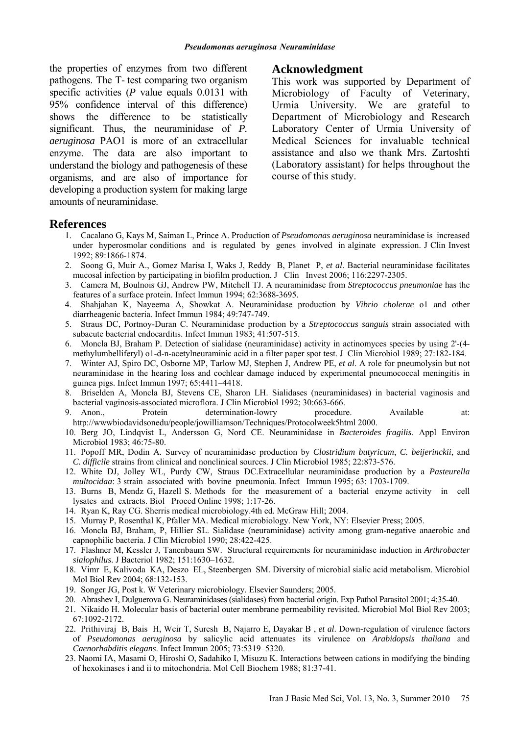the properties of enzymes from two different pathogens. The T- test comparing two organism specific activities (*P* value equals 0.0131 with 95% confidence interval of this difference) shows the difference to be statistically significant. Thus, the neuraminidase of *P. aeruginosa* PAO1 is more of an extracellular enzyme. The data are also important to understand the biology and pathogenesis of these organisms, and are also of importance for developing a production system for making large amounts of neuraminidase.

## Acknowledgment

This work was supported by Department of Microbiology of Faculty of Veterinary, Urmia University. We are grateful to Department of Microbiology and Research Laboratory Center of Urmia University of Medical Sciences for invaluable technical assistance and also we thank Mrs. Zartoshti (Laboratory assistant) for helps throughout the course of this study.

## References

1. Cacalano G, Kays M, Saiman L, Prince A. Production of *Pseudomonas aeruginosa* neuraminidase is increased under hyperosmolar conditions and is regulated by genes involved in alginate expression. J Clin Invest 1992; 89:1866-1874.
2. Soong G, Muir A., Gomez Marisa I, Waks J, Reddy B, Planet P, *et al*. Bacterial neuraminidase facilitates mucosal infection by participating in biofilm production. J Clin Invest 2006; 116:2297-2305.
3. Camera M, Boulnois GJ, Andrew PW, Mitchell TJ. A neuraminidase from *Streptococcus pneumoniae* has the features of a surface protein. Infect Immun 1994; 62:3688-3695.
4. Shahjahan K, Nayeema A, Showkat A. Neuraminidase production by *Vibrio cholerae* o1 and other diarrheagenic bacteria. Infect Immun 1984; 49:747-749.
5. Straus DC, Portnoy-Duran C. Neuraminidase production by a *Streptococcus sanguis* strain associated with subacute bacterial endocarditis. Infect Immun 1983; 41:507-515.
6. Moncla BJ, Braham P. Detection of sialidase (neuraminidase) activity in actinomyces species by using 2'-(4-methylumbelliferyl) o1-d-n-acetylneuraminic acid in a filter paper spot test. J Clin Microbiol 1989; 27:182-184.
7. Winter AJ, Spiro DC, Osborne MP, Tarlow MJ, Stephen J, Andrew PE, *et al*. A role for pneumolysin but not neuraminidase in the hearing loss and cochlear damage induced by experimental pneumococcal meningitis in guinea pigs. Infect Immun 1997; 65:4411–4418.
8. Briselden A, Moncla BJ, Stevens CE, Sharon LH. Sialidases (neuraminidases) in bacterial vaginosis and bacterial vaginosis-associated microflora. J Clin Microbiol 1992; 30:663-666.
9. Anon., Protein determination-lowry procedure. Available at: http://wwwbiodavidsonedu/people/jowilliamson/Techniques/Protocolweek5html 2000.
10. Berg JO, Lindqvist L, Andersson G, Nord CE. Neuraminidase in *Bacteroides fragilis*. Appl Environ Microbiol 1983; 46:75-80.
11. Popoff MR, Dodin A. Survey of neuraminidase production by *Clostridium butyricum*, *C. beijerinckii*, and *C. difficile* strains from clinical and nonclinical sources. J Clin Microbiol 1985; 22:873-576.
12. White DJ, Jolley WL, Purdy CW, Straus DC.Extracellular neuraminidase production by a *Pasteurella multocidaa*: 3 strain associated with bovine pneumonia. Infect Immun 1995; 63: 1703-1709.
13. Burns B, Mendz G, Hazell S. Methods for the measurement of a bacterial enzyme activity in cell lysates and extracts. Biol Proced Online 1998; 1:17-26.
14. Ryan K, Ray CG. Sherris medical microbiology.4th ed. McGraw Hill; 2004.
15. Murray P, Rosenthal K, Pfaller MA. Medical microbiology. New York, NY: Elsevier Press; 2005.
16. Moncla BJ, Braham, P, Hillier SL. Sialidase (neuraminidase) activity among gram-negative anaerobic and capnophilic bacteria. J Clin Microbiol 1990; 28:422-425.
17. Flashner M, Kessler J, Tanenbaum SW. Structural requirements for neuraminidase induction in *Arthrobacter sialophilus*. J Bacteriol 1982; 151:1630–1632.
18. Vimr E, Kalivoda KA, Deszo EL, Steenbergen SM. Diversity of microbial sialic acid metabolism. Microbiol Mol Biol Rev 2004; 68:132-153.
19. Songer JG, Post k. W Veterinary microbiology. Elsevier Saunders; 2005.
20. Abrashev I, Dulguerova G. Neuraminidases (sialidases) from bacterial origin. Exp Pathol Parasitol 2001; 4:35-40.
21. Nikaido H. Molecular basis of bacterial outer membrane permeability revisited. Microbiol Mol Biol Rev 2003; 67:1092-2172.
22. Prithiviraj B, Bais H, Weir T, Suresh B, Najarro E, Dayakar B , *et al*. Down-regulation of virulence factors of *Pseudomonas aeruginosa* by salicylic acid attenuates its virulence on *Arabidopsis thaliana* and *Caenorhabditis elegans*. Infect Immun 2005; 73:5319–5320.
23. Naomi IA, Masami O, Hiroshi O, Sadahiko I, Misuzu K. Interactions between cations in modifying the binding of hexokinases i and ii to mitochondria. Mol Cell Biochem 1988; 81:37-41.